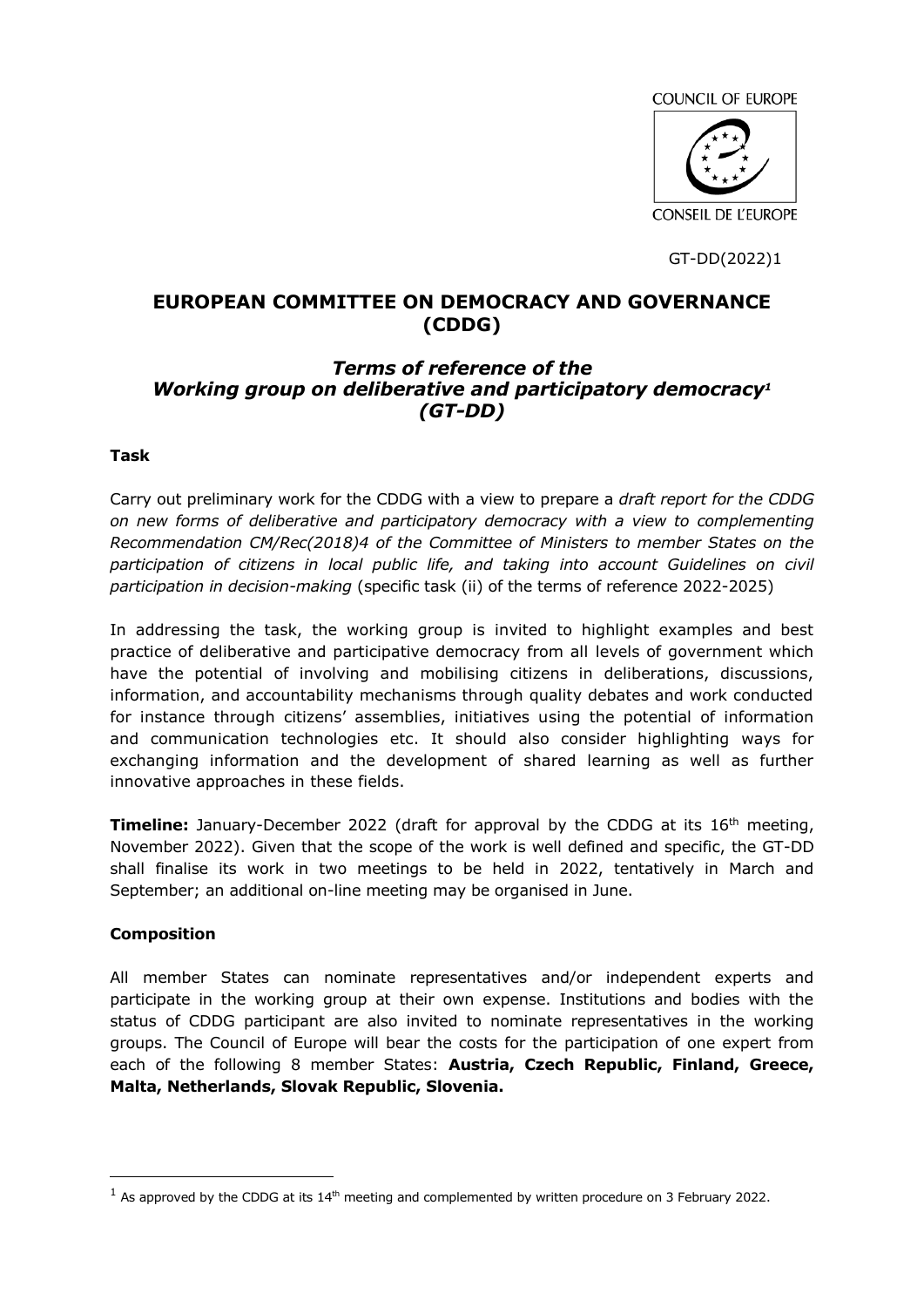COUNCIL OF EUROPE

CONSEIL DE L'EUROPE

GT-DD(2022)1

# EUROPEAN COMMITTEE ON DEMOCRACY AND GOVERNANCE (CDDG)

## *Terms of reference of the Working group on deliberative and participatory democracy[1] (GT-DD)*

**Task**

Carry out preliminary work for the CDDG with a view to prepare a *draft report for the CDDG on new forms of deliberative and participatory democracy with a view to complementing Recommendation CM/Rec(2018)4 of the Committee of Ministers to member States on the participation of citizens in local public life, and taking into account Guidelines on civil participation in decision-making* (specific task (ii) of the terms of reference 2022-2025)

In addressing the task, the working group is invited to highlight examples and best practice of deliberative and participative democracy from all levels of government which have the potential of involving and mobilising citizens in deliberations, discussions, information, and accountability mechanisms through quality debates and work conducted for instance through citizens' assemblies, initiatives using the potential of information and communication technologies etc. It should also consider highlighting ways for exchanging information and the development of shared learning as well as further innovative approaches in these fields.

**Timeline:** January-December 2022 (draft for approval by the CDDG at its 16th meeting, November 2022). Given that the scope of the work is well defined and specific, the GT-DD shall finalise its work in two meetings to be held in 2022, tentatively in March and September; an additional on-line meeting may be organised in June.

**Composition**

All member States can nominate representatives and/or independent experts and participate in the working group at their own expense. Institutions and bodies with the status of CDDG participant are also invited to nominate representatives in the working groups. The Council of Europe will bear the costs for the participation of one expert from each of the following 8 member States: **Austria, Czech Republic, Finland, Greece, Malta, Netherlands, Slovak Republic, Slovenia.**

---

[1] As approved by the CDDG at its 14th meeting and complemented by written procedure on 3 February 2022.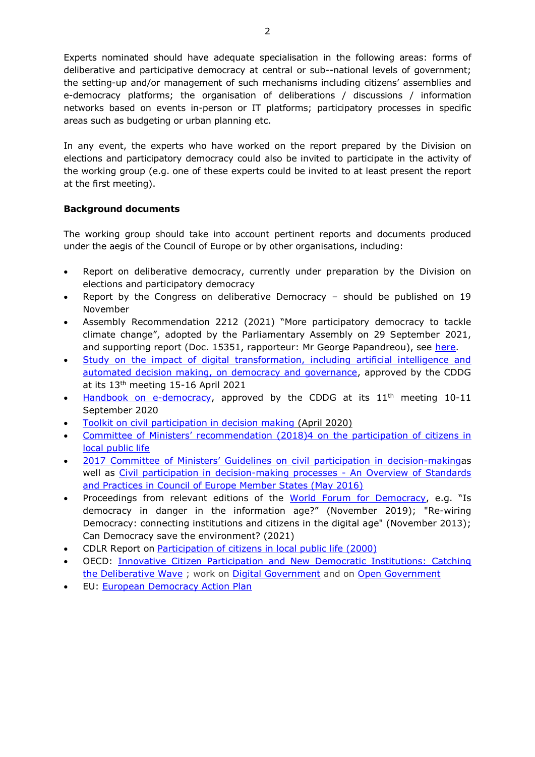Experts nominated should have adequate specialisation in the following areas: forms of deliberative and participative democracy at central or sub--national levels of government; the setting-up and/or management of such mechanisms including citizens' assemblies and e-democracy platforms; the organisation of deliberations / discussions / information networks based on events in-person or IT platforms; participatory processes in specific areas such as budgeting or urban planning etc.

In any event, the experts who have worked on the report prepared by the Division on elections and participatory democracy could also be invited to participate in the activity of the working group (e.g. one of these experts could be invited to at least present the report at the first meeting).

**Background documents**

The working group should take into account pertinent reports and documents produced under the aegis of the Council of Europe or by other organisations, including:

- Report on deliberative democracy, currently under preparation by the Division on elections and participatory democracy
- Report by the Congress on deliberative Democracy – should be published on 19 November
- Assembly Recommendation 2212 (2021) "More participatory democracy to tackle climate change", adopted by the Parliamentary Assembly on 29 September 2021, and supporting report (Doc. 15351, rapporteur: Mr George Papandreou), see here.
- Study on the impact of digital transformation, including artificial intelligence and automated decision making, on democracy and governance, approved by the CDDG at its 13th meeting 15-16 April 2021
- Handbook on e-democracy, approved by the CDDG at its 11th meeting 10-11 September 2020
- Toolkit on civil participation in decision making (April 2020)
- Committee of Ministers' recommendation (2018)4 on the participation of citizens in local public life
- 2017 Committee of Ministers' Guidelines on civil participation in decision-makingas well as Civil participation in decision-making processes - An Overview of Standards and Practices in Council of Europe Member States (May 2016)
- Proceedings from relevant editions of the World Forum for Democracy, e.g. "Is democracy in danger in the information age?" (November 2019); "Re-wiring Democracy: connecting institutions and citizens in the digital age" (November 2013); Can Democracy save the environment? (2021)
- CDLR Report on Participation of citizens in local public life (2000)
- OECD: Innovative Citizen Participation and New Democratic Institutions: Catching the Deliberative Wave ; work on Digital Government and on Open Government
- EU: European Democracy Action Plan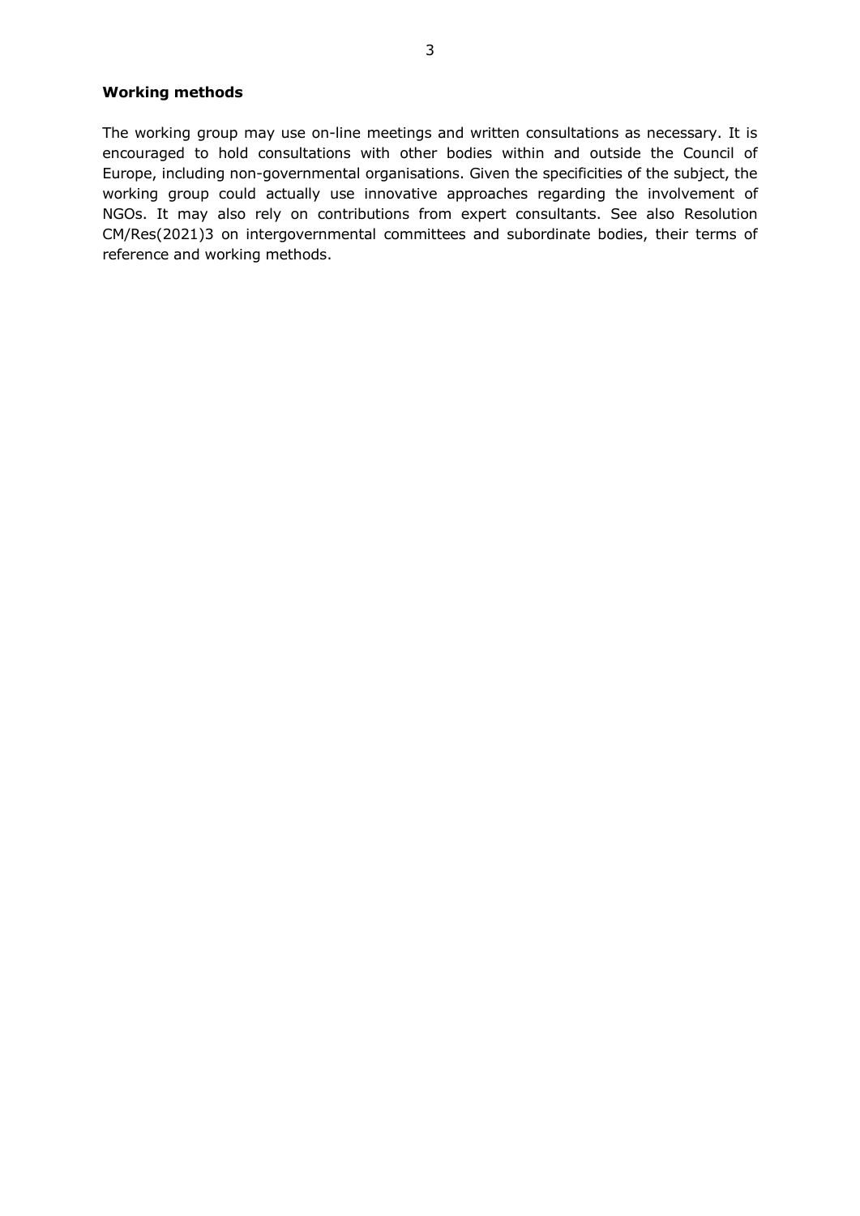**Working methods**

The working group may use on-line meetings and written consultations as necessary. It is encouraged to hold consultations with other bodies within and outside the Council of Europe, including non-governmental organisations. Given the specificities of the subject, the working group could actually use innovative approaches regarding the involvement of NGOs. It may also rely on contributions from expert consultants. See also Resolution CM/Res(2021)3 on intergovernmental committees and subordinate bodies, their terms of reference and working methods.